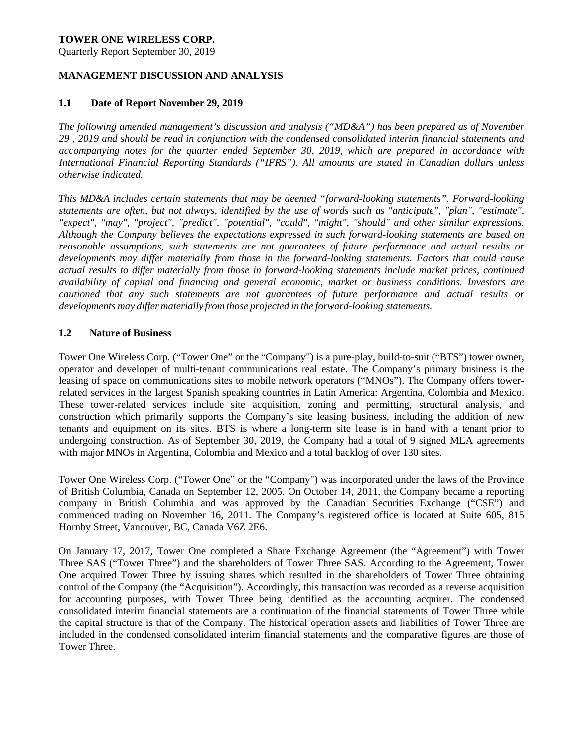**TOWER ONE WIRELESS CORP.**
Quarterly Report September 30, 2019

## MANAGEMENT DISCUSSION AND ANALYSIS

### 1.1 Date of Report November 29, 2019

*The following amended management's discussion and analysis ("MD&A") has been prepared as of November 29 , 2019 and should be read in conjunction with the condensed consolidated interim financial statements and accompanying notes for the quarter ended September 30, 2019, which are prepared in accordance with International Financial Reporting Standards ("IFRS"). All amounts are stated in Canadian dollars unless otherwise indicated.*

*This MD&A includes certain statements that may be deemed "forward-looking statements". Forward-looking statements are often, but not always, identified by the use of words such as "anticipate", "plan", "estimate", "expect", "may", "project", "predict", "potential", "could", "might", "should" and other similar expressions. Although the Company believes the expectations expressed in such forward-looking statements are based on reasonable assumptions, such statements are not guarantees of future performance and actual results or developments may differ materially from those in the forward-looking statements. Factors that could cause actual results to differ materially from those in forward-looking statements include market prices, continued availability of capital and financing and general economic, market or business conditions. Investors are cautioned that any such statements are not guarantees of future performance and actual results or developments may differ materially from those projected in the forward-looking statements.*

### 1.2 Nature of Business

Tower One Wireless Corp. ("Tower One" or the "Company") is a pure-play, build-to-suit ("BTS") tower owner, operator and developer of multi-tenant communications real estate. The Company's primary business is the leasing of space on communications sites to mobile network operators ("MNOs"). The Company offers tower-related services in the largest Spanish speaking countries in Latin America: Argentina, Colombia and Mexico. These tower-related services include site acquisition, zoning and permitting, structural analysis, and construction which primarily supports the Company's site leasing business, including the addition of new tenants and equipment on its sites. BTS is where a long-term site lease is in hand with a tenant prior to undergoing construction. As of September 30, 2019, the Company had a total of 9 signed MLA agreements with major MNOs in Argentina, Colombia and Mexico and a total backlog of over 130 sites.

Tower One Wireless Corp. ("Tower One" or the "Company") was incorporated under the laws of the Province of British Columbia, Canada on September 12, 2005. On October 14, 2011, the Company became a reporting company in British Columbia and was approved by the Canadian Securities Exchange ("CSE") and commenced trading on November 16, 2011. The Company's registered office is located at Suite 605, 815 Hornby Street, Vancouver, BC, Canada V6Z 2E6.

On January 17, 2017, Tower One completed a Share Exchange Agreement (the "Agreement") with Tower Three SAS ("Tower Three") and the shareholders of Tower Three SAS. According to the Agreement, Tower One acquired Tower Three by issuing shares which resulted in the shareholders of Tower Three obtaining control of the Company (the "Acquisition"). Accordingly, this transaction was recorded as a reverse acquisition for accounting purposes, with Tower Three being identified as the accounting acquirer. The condensed consolidated interim financial statements are a continuation of the financial statements of Tower Three while the capital structure is that of the Company. The historical operation assets and liabilities of Tower Three are included in the condensed consolidated interim financial statements and the comparative figures are those of Tower Three.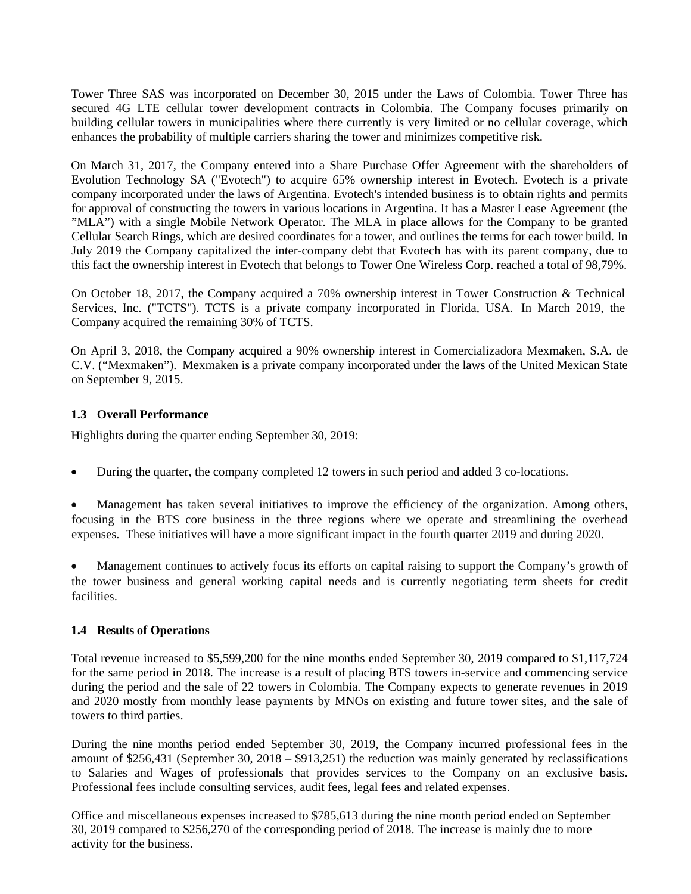Tower Three SAS was incorporated on December 30, 2015 under the Laws of Colombia. Tower Three has secured 4G LTE cellular tower development contracts in Colombia. The Company focuses primarily on building cellular towers in municipalities where there currently is very limited or no cellular coverage, which enhances the probability of multiple carriers sharing the tower and minimizes competitive risk.

On March 31, 2017, the Company entered into a Share Purchase Offer Agreement with the shareholders of Evolution Technology SA ("Evotech") to acquire 65% ownership interest in Evotech. Evotech is a private company incorporated under the laws of Argentina. Evotech's intended business is to obtain rights and permits for approval of constructing the towers in various locations in Argentina. It has a Master Lease Agreement (the "MLA") with a single Mobile Network Operator. The MLA in place allows for the Company to be granted Cellular Search Rings, which are desired coordinates for a tower, and outlines the terms for each tower build. In July 2019 the Company capitalized the inter-company debt that Evotech has with its parent company, due to this fact the ownership interest in Evotech that belongs to Tower One Wireless Corp. reached a total of 98,79%.

On October 18, 2017, the Company acquired a 70% ownership interest in Tower Construction & Technical Services, Inc. ("TCTS"). TCTS is a private company incorporated in Florida, USA. In March 2019, the Company acquired the remaining 30% of TCTS.

On April 3, 2018, the Company acquired a 90% ownership interest in Comercializadora Mexmaken, S.A. de C.V. ("Mexmaken"). Mexmaken is a private company incorporated under the laws of the United Mexican State on September 9, 2015.

### 1.3 Overall Performance

Highlights during the quarter ending September 30, 2019:

- During the quarter, the company completed 12 towers in such period and added 3 co-locations.

- Management has taken several initiatives to improve the efficiency of the organization. Among others, focusing in the BTS core business in the three regions where we operate and streamlining the overhead expenses. These initiatives will have a more significant impact in the fourth quarter 2019 and during 2020.

- Management continues to actively focus its efforts on capital raising to support the Company's growth of the tower business and general working capital needs and is currently negotiating term sheets for credit facilities.

### 1.4 Results of Operations

Total revenue increased to $5,599,200 for the nine months ended September 30, 2019 compared to $1,117,724 for the same period in 2018. The increase is a result of placing BTS towers in-service and commencing service during the period and the sale of 22 towers in Colombia. The Company expects to generate revenues in 2019 and 2020 mostly from monthly lease payments by MNOs on existing and future tower sites, and the sale of towers to third parties.

During the nine months period ended September 30, 2019, the Company incurred professional fees in the amount of $256,431 (September 30, 2018 – $913,251) the reduction was mainly generated by reclassifications to Salaries and Wages of professionals that provides services to the Company on an exclusive basis. Professional fees include consulting services, audit fees, legal fees and related expenses.

Office and miscellaneous expenses increased to $785,613 during the nine month period ended on September 30, 2019 compared to $256,270 of the corresponding period of 2018. The increase is mainly due to more activity for the business.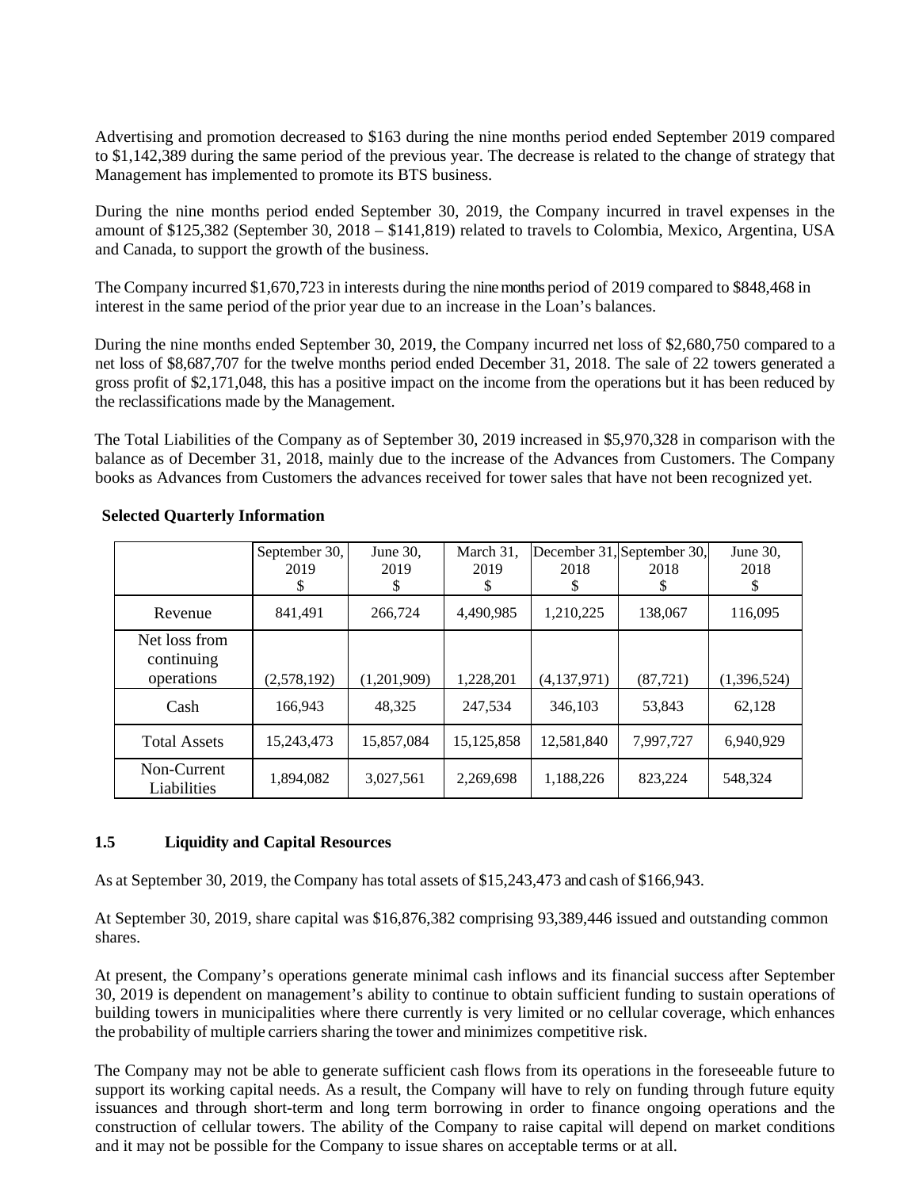Advertising and promotion decreased to $163 during the nine months period ended September 2019 compared to $1,142,389 during the same period of the previous year. The decrease is related to the change of strategy that Management has implemented to promote its BTS business.

During the nine months period ended September 30, 2019, the Company incurred in travel expenses in the amount of $125,382 (September 30, 2018 – $141,819) related to travels to Colombia, Mexico, Argentina, USA and Canada, to support the growth of the business.

The Company incurred $1,670,723 in interests during the nine months period of 2019 compared to $848,468 in interest in the same period of the prior year due to an increase in the Loan's balances.

During the nine months ended September 30, 2019, the Company incurred net loss of $2,680,750 compared to a net loss of $8,687,707 for the twelve months period ended December 31, 2018. The sale of 22 towers generated a gross profit of $2,171,048, this has a positive impact on the income from the operations but it has been reduced by the reclassifications made by the Management.

The Total Liabilities of the Company as of September 30, 2019 increased in $5,970,328 in comparison with the balance as of December 31, 2018, mainly due to the increase of the Advances from Customers. The Company books as Advances from Customers the advances received for tower sales that have not been recognized yet.

**Selected Quarterly Information**

| | September 30, 2019 $ | June 30, 2019 $ | March 31, 2019 $ | December 31, 2018 $ | September 30, 2018 $ | June 30, 2018 $ |
|---|---|---|---|---|---|---|
| Revenue | 841,491 | 266,724 | 4,490,985 | 1,210,225 | 138,067 | 116,095 |
| Net loss from continuing operations | (2,578,192) | (1,201,909) | 1,228,201 | (4,137,971) | (87,721) | (1,396,524) |
| Cash | 166,943 | 48,325 | 247,534 | 346,103 | 53,843 | 62,128 |
| Total Assets | 15,243,473 | 15,857,084 | 15,125,858 | 12,581,840 | 7,997,727 | 6,940,929 |
| Non-Current Liabilities | 1,894,082 | 3,027,561 | 2,269,698 | 1,188,226 | 823,224 | 548,324 |

## 1.5 Liquidity and Capital Resources

As at September 30, 2019, the Company has total assets of $15,243,473 and cash of $166,943.

At September 30, 2019, share capital was $16,876,382 comprising 93,389,446 issued and outstanding common shares.

At present, the Company's operations generate minimal cash inflows and its financial success after September 30, 2019 is dependent on management's ability to continue to obtain sufficient funding to sustain operations of building towers in municipalities where there currently is very limited or no cellular coverage, which enhances the probability of multiple carriers sharing the tower and minimizes competitive risk.

The Company may not be able to generate sufficient cash flows from its operations in the foreseeable future to support its working capital needs. As a result, the Company will have to rely on funding through future equity issuances and through short-term and long term borrowing in order to finance ongoing operations and the construction of cellular towers. The ability of the Company to raise capital will depend on market conditions and it may not be possible for the Company to issue shares on acceptable terms or at all.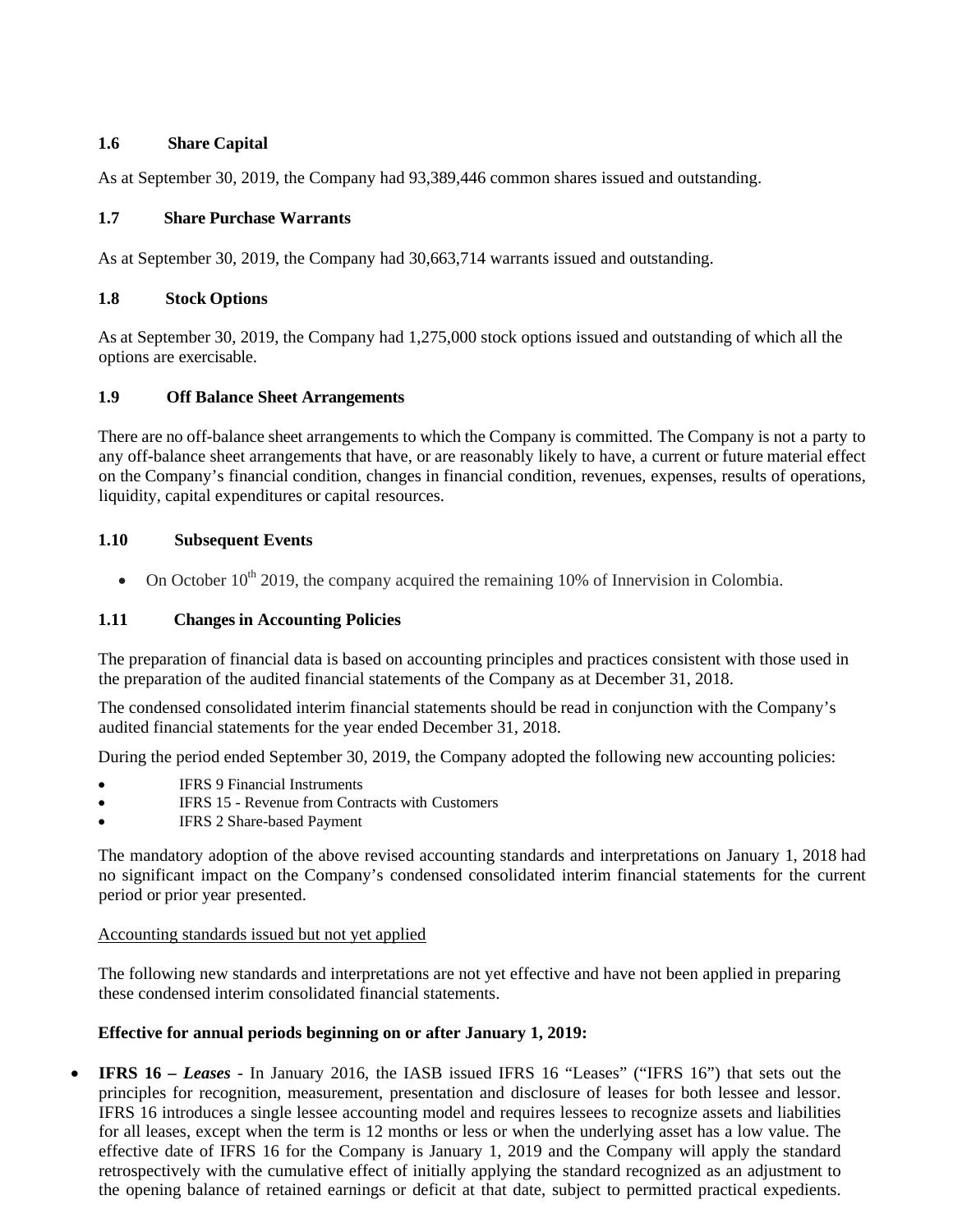### 1.6 Share Capital

As at September 30, 2019, the Company had 93,389,446 common shares issued and outstanding.

### 1.7 Share Purchase Warrants

As at September 30, 2019, the Company had 30,663,714 warrants issued and outstanding.

### 1.8 Stock Options

As at September 30, 2019, the Company had 1,275,000 stock options issued and outstanding of which all the options are exercisable.

### 1.9 Off Balance Sheet Arrangements

There are no off-balance sheet arrangements to which the Company is committed. The Company is not a party to any off-balance sheet arrangements that have, or are reasonably likely to have, a current or future material effect on the Company's financial condition, changes in financial condition, revenues, expenses, results of operations, liquidity, capital expenditures or capital resources.

### 1.10 Subsequent Events

- On October 10th 2019, the company acquired the remaining 10% of Innervision in Colombia.

### 1.11 Changes in Accounting Policies

The preparation of financial data is based on accounting principles and practices consistent with those used in the preparation of the audited financial statements of the Company as at December 31, 2018.

The condensed consolidated interim financial statements should be read in conjunction with the Company's audited financial statements for the year ended December 31, 2018.

During the period ended September 30, 2019, the Company adopted the following new accounting policies:

- IFRS 9 Financial Instruments
- IFRS 15 - Revenue from Contracts with Customers
- IFRS 2 Share-based Payment

The mandatory adoption of the above revised accounting standards and interpretations on January 1, 2018 had no significant impact on the Company's condensed consolidated interim financial statements for the current period or prior year presented.

Accounting standards issued but not yet applied

The following new standards and interpretations are not yet effective and have not been applied in preparing these condensed interim consolidated financial statements.

**Effective for annual periods beginning on or after January 1, 2019:**

- **IFRS 16 –** ***Leases*** - In January 2016, the IASB issued IFRS 16 "Leases" ("IFRS 16") that sets out the principles for recognition, measurement, presentation and disclosure of leases for both lessee and lessor. IFRS 16 introduces a single lessee accounting model and requires lessees to recognize assets and liabilities for all leases, except when the term is 12 months or less or when the underlying asset has a low value. The effective date of IFRS 16 for the Company is January 1, 2019 and the Company will apply the standard retrospectively with the cumulative effect of initially applying the standard recognized as an adjustment to the opening balance of retained earnings or deficit at that date, subject to permitted practical expedients.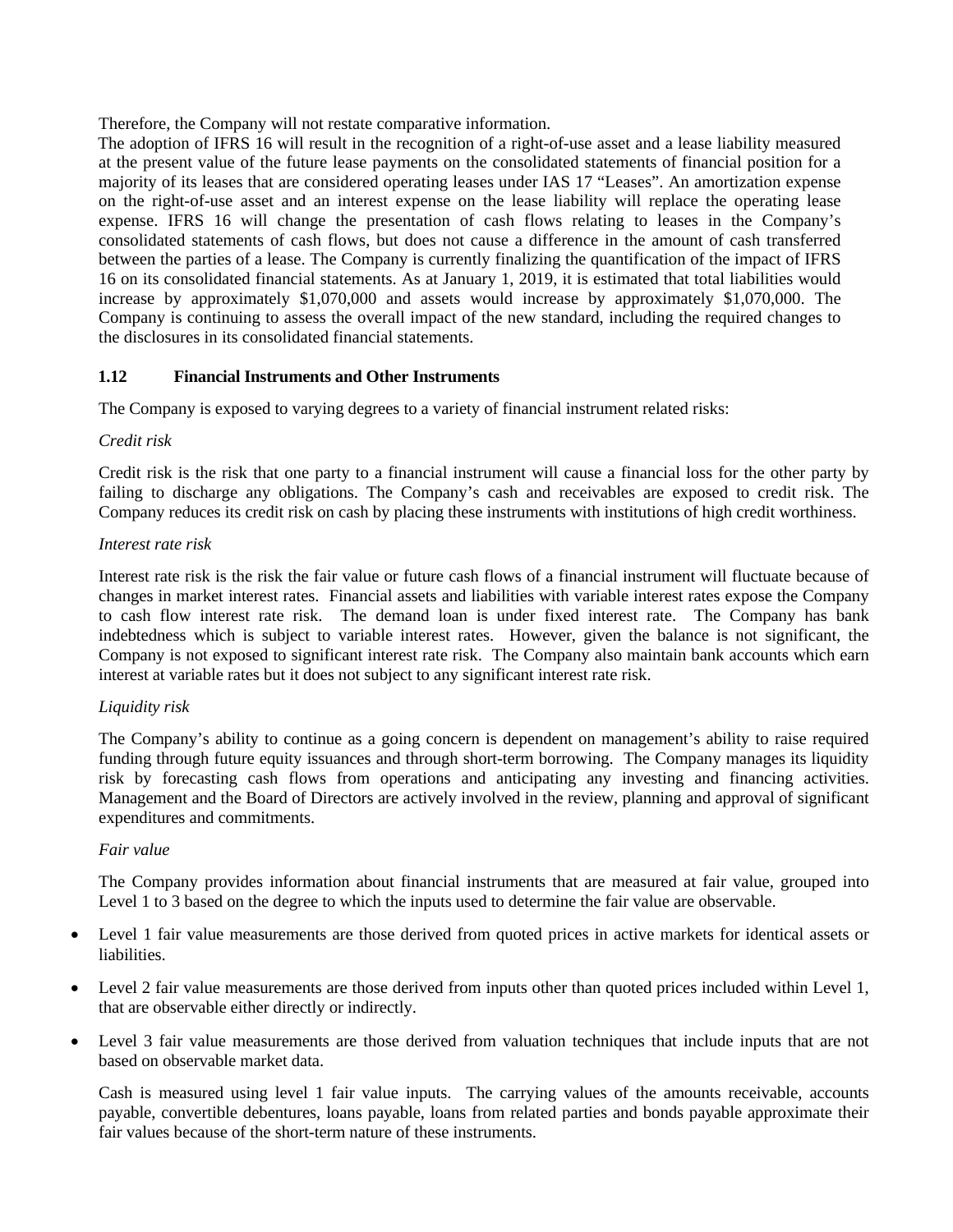Therefore, the Company will not restate comparative information.

The adoption of IFRS 16 will result in the recognition of a right-of-use asset and a lease liability measured at the present value of the future lease payments on the consolidated statements of financial position for a majority of its leases that are considered operating leases under IAS 17 "Leases". An amortization expense on the right-of-use asset and an interest expense on the lease liability will replace the operating lease expense. IFRS 16 will change the presentation of cash flows relating to leases in the Company's consolidated statements of cash flows, but does not cause a difference in the amount of cash transferred between the parties of a lease. The Company is currently finalizing the quantification of the impact of IFRS 16 on its consolidated financial statements. As at January 1, 2019, it is estimated that total liabilities would increase by approximately $1,070,000 and assets would increase by approximately $1,070,000. The Company is continuing to assess the overall impact of the new standard, including the required changes to the disclosures in its consolidated financial statements.

### 1.12 Financial Instruments and Other Instruments

The Company is exposed to varying degrees to a variety of financial instrument related risks:

*Credit risk*

Credit risk is the risk that one party to a financial instrument will cause a financial loss for the other party by failing to discharge any obligations. The Company's cash and receivables are exposed to credit risk. The Company reduces its credit risk on cash by placing these instruments with institutions of high credit worthiness.

*Interest rate risk*

Interest rate risk is the risk the fair value or future cash flows of a financial instrument will fluctuate because of changes in market interest rates. Financial assets and liabilities with variable interest rates expose the Company to cash flow interest rate risk. The demand loan is under fixed interest rate. The Company has bank indebtedness which is subject to variable interest rates. However, given the balance is not significant, the Company is not exposed to significant interest rate risk. The Company also maintain bank accounts which earn interest at variable rates but it does not subject to any significant interest rate risk.

*Liquidity risk*

The Company's ability to continue as a going concern is dependent on management's ability to raise required funding through future equity issuances and through short-term borrowing. The Company manages its liquidity risk by forecasting cash flows from operations and anticipating any investing and financing activities. Management and the Board of Directors are actively involved in the review, planning and approval of significant expenditures and commitments.

*Fair value*

The Company provides information about financial instruments that are measured at fair value, grouped into Level 1 to 3 based on the degree to which the inputs used to determine the fair value are observable.

- Level 1 fair value measurements are those derived from quoted prices in active markets for identical assets or liabilities.
- Level 2 fair value measurements are those derived from inputs other than quoted prices included within Level 1, that are observable either directly or indirectly.
- Level 3 fair value measurements are those derived from valuation techniques that include inputs that are not based on observable market data.

Cash is measured using level 1 fair value inputs. The carrying values of the amounts receivable, accounts payable, convertible debentures, loans payable, loans from related parties and bonds payable approximate their fair values because of the short-term nature of these instruments.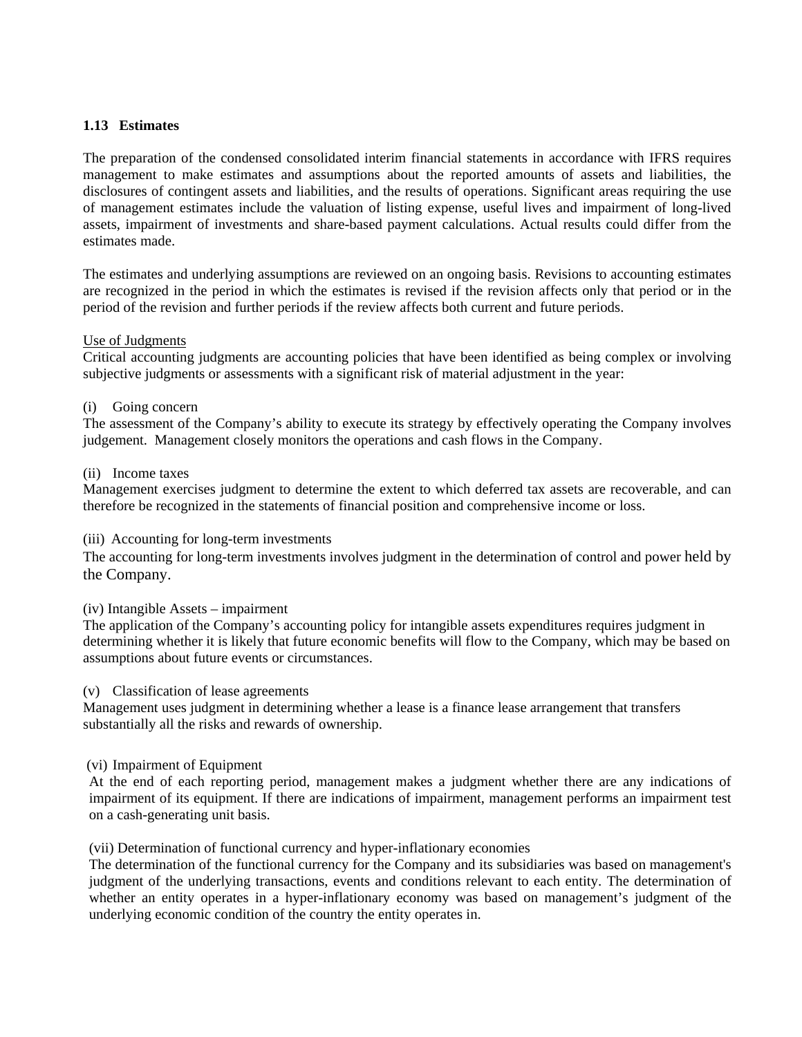### 1.13 Estimates

The preparation of the condensed consolidated interim financial statements in accordance with IFRS requires management to make estimates and assumptions about the reported amounts of assets and liabilities, the disclosures of contingent assets and liabilities, and the results of operations. Significant areas requiring the use of management estimates include the valuation of listing expense, useful lives and impairment of long-lived assets, impairment of investments and share-based payment calculations. Actual results could differ from the estimates made.

The estimates and underlying assumptions are reviewed on an ongoing basis. Revisions to accounting estimates are recognized in the period in which the estimates is revised if the revision affects only that period or in the period of the revision and further periods if the review affects both current and future periods.

Use of Judgments

Critical accounting judgments are accounting policies that have been identified as being complex or involving subjective judgments or assessments with a significant risk of material adjustment in the year:

(i) Going concern

The assessment of the Company's ability to execute its strategy by effectively operating the Company involves judgement. Management closely monitors the operations and cash flows in the Company.

(ii) Income taxes

Management exercises judgment to determine the extent to which deferred tax assets are recoverable, and can therefore be recognized in the statements of financial position and comprehensive income or loss.

(iii) Accounting for long-term investments

The accounting for long-term investments involves judgment in the determination of control and power held by the Company.

(iv) Intangible Assets – impairment

The application of the Company's accounting policy for intangible assets expenditures requires judgment in determining whether it is likely that future economic benefits will flow to the Company, which may be based on assumptions about future events or circumstances.

(v) Classification of lease agreements

Management uses judgment in determining whether a lease is a finance lease arrangement that transfers substantially all the risks and rewards of ownership.

(vi) Impairment of Equipment

At the end of each reporting period, management makes a judgment whether there are any indications of impairment of its equipment. If there are indications of impairment, management performs an impairment test on a cash-generating unit basis.

(vii) Determination of functional currency and hyper-inflationary economies

The determination of the functional currency for the Company and its subsidiaries was based on management's judgment of the underlying transactions, events and conditions relevant to each entity. The determination of whether an entity operates in a hyper-inflationary economy was based on management's judgment of the underlying economic condition of the country the entity operates in.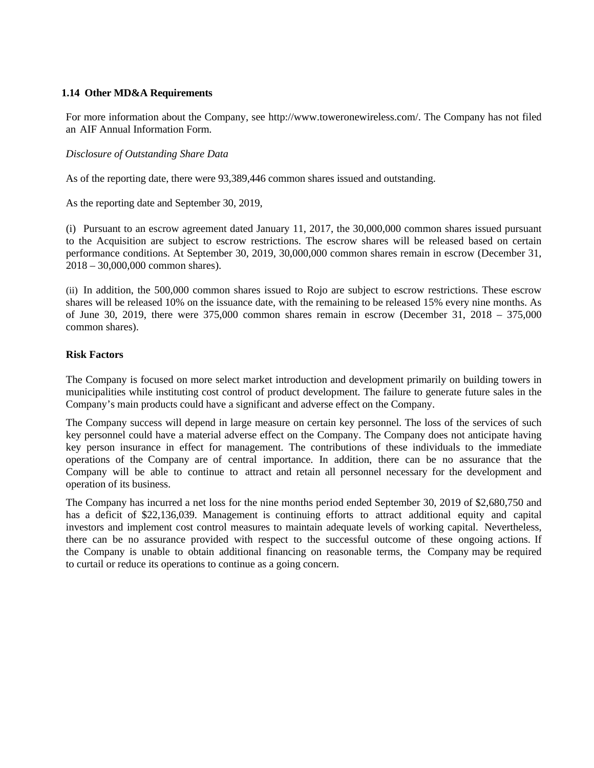## 1.14 Other MD&A Requirements

For more information about the Company, see http://www.toweronewireless.com/. The Company has not filed an AIF Annual Information Form.

*Disclosure of Outstanding Share Data*

As of the reporting date, there were 93,389,446 common shares issued and outstanding.

As the reporting date and September 30, 2019,

(i) Pursuant to an escrow agreement dated January 11, 2017, the 30,000,000 common shares issued pursuant to the Acquisition are subject to escrow restrictions. The escrow shares will be released based on certain performance conditions. At September 30, 2019, 30,000,000 common shares remain in escrow (December 31, 2018 – 30,000,000 common shares).

(ii) In addition, the 500,000 common shares issued to Rojo are subject to escrow restrictions. These escrow shares will be released 10% on the issuance date, with the remaining to be released 15% every nine months. As of June 30, 2019, there were 375,000 common shares remain in escrow (December 31, 2018 – 375,000 common shares).

**Risk Factors**

The Company is focused on more select market introduction and development primarily on building towers in municipalities while instituting cost control of product development. The failure to generate future sales in the Company's main products could have a significant and adverse effect on the Company.

The Company success will depend in large measure on certain key personnel. The loss of the services of such key personnel could have a material adverse effect on the Company. The Company does not anticipate having key person insurance in effect for management. The contributions of these individuals to the immediate operations of the Company are of central importance. In addition, there can be no assurance that the Company will be able to continue to attract and retain all personnel necessary for the development and operation of its business.

The Company has incurred a net loss for the nine months period ended September 30, 2019 of $2,680,750 and has a deficit of $22,136,039. Management is continuing efforts to attract additional equity and capital investors and implement cost control measures to maintain adequate levels of working capital. Nevertheless, there can be no assurance provided with respect to the successful outcome of these ongoing actions. If the Company is unable to obtain additional financing on reasonable terms, the Company may be required to curtail or reduce its operations to continue as a going concern.